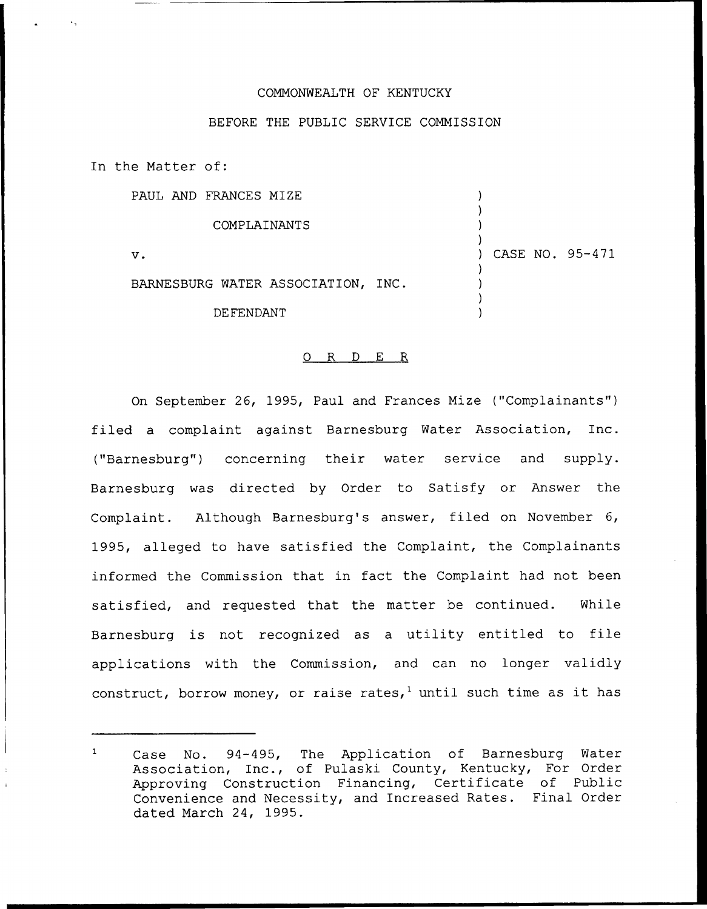COMMONWEALTH OF KENTUCKY

BEFORE THE PUBLIC SERVICE COMMISSION

In the Matter of:

| | | |
|---|---|---|
| PAUL AND FRANCES MIZE | ) | |
| COMPLAINANTS | ) | |
| v. | ) | CASE NO. 95-471 |
| BARNESBURG WATER ASSOCIATION, INC. | ) | |
| DEFENDANT | ) | |

## O R D E R

On September 26, 1995, Paul and Frances Mize ("Complainants") filed a complaint against Barnesburg Water Association, Inc. ("Barnesburg") concerning their water service and supply. Barnesburg was directed by Order to Satisfy or Answer the Complaint. Although Barnesburg's answer, filed on November 6, 1995, alleged to have satisfied the Complaint, the Complainants informed the Commission that in fact the Complaint had not been satisfied, and requested that the matter be continued. While Barnesburg is not recognized as a utility entitled to file applications with the Commission, and can no longer validly construct, borrow money, or raise rates,[1] until such time as it has

[1] Case No. 94-495, The Application of Barnesburg Water Association, Inc., of Pulaski County, Kentucky, For Order Approving Construction Financing, Certificate of Public Convenience and Necessity, and Increased Rates. Final Order dated March 24, 1995.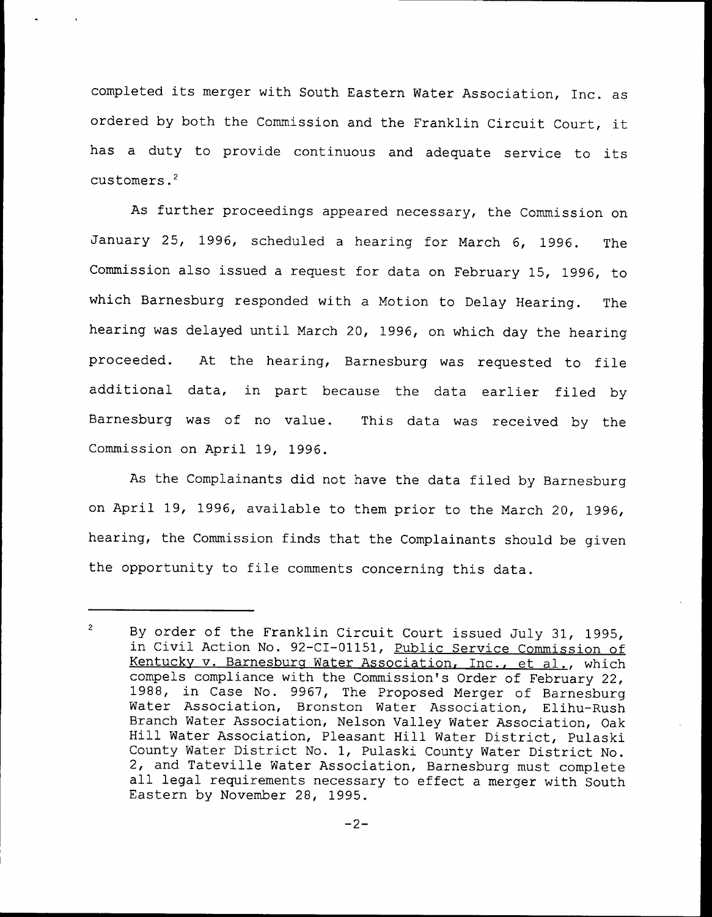completed its merger with South Eastern Water Association, Inc. as ordered by both the Commission and the Franklin Circuit Court, it has a duty to provide continuous and adequate service to its customers.[2]

As further proceedings appeared necessary, the Commission on January 25, 1996, scheduled a hearing for March 6, 1996. The Commission also issued a request for data on February 15, 1996, to which Barnesburg responded with a Motion to Delay Hearing. The hearing was delayed until March 20, 1996, on which day the hearing proceeded. At the hearing, Barnesburg was requested to file additional data, in part because the data earlier filed by Barnesburg was of no value. This data was received by the Commission on April 19, 1996.

As the Complainants did not have the data filed by Barnesburg on April 19, 1996, available to them prior to the March 20, 1996, hearing, the Commission finds that the Complainants should be given the opportunity to file comments concerning this data.

---

[2] By order of the Franklin Circuit Court issued July 31, 1995, in Civil Action No. 92-CI-01151, Public Service Commission of Kentucky v. Barnesburg Water Association, Inc., et al., which compels compliance with the Commission's Order of February 22, 1988, in Case No. 9967, The Proposed Merger of Barnesburg Water Association, Bronston Water Association, Elihu-Rush Branch Water Association, Nelson Valley Water Association, Oak Hill Water Association, Pleasant Hill Water District, Pulaski County Water District No. 1, Pulaski County Water District No. 2, and Tateville Water Association, Barnesburg must complete all legal requirements necessary to effect a merger with South Eastern by November 28, 1995.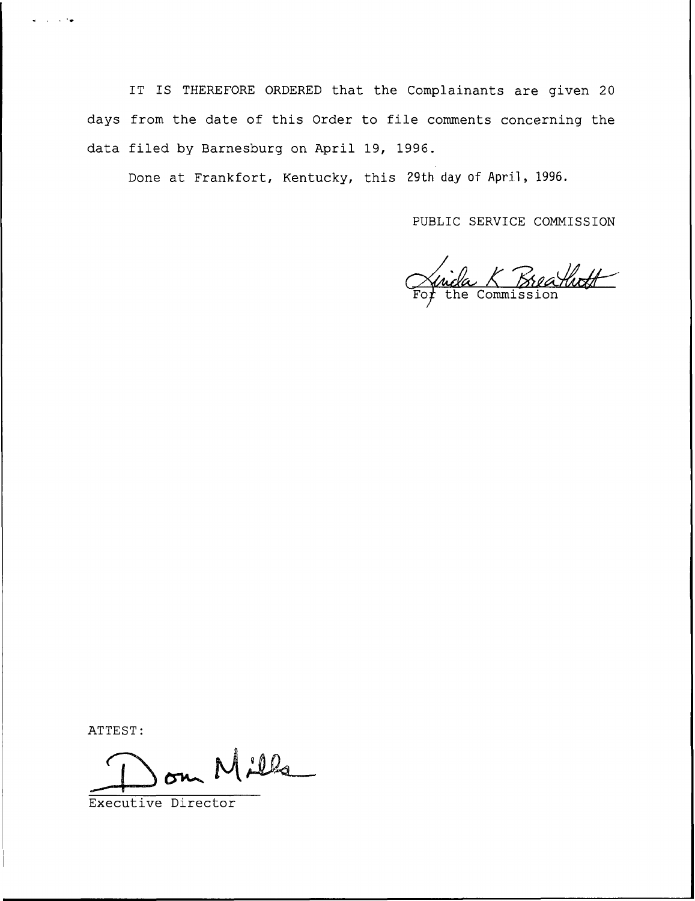IT IS THEREFORE ORDERED that the Complainants are given 20 days from the date of this Order to file comments concerning the data filed by Barnesburg on April 19, 1996.

Done at Frankfort, Kentucky, this 29th day of April, 1996.

PUBLIC SERVICE COMMISSION

Linda K Breathitt

For the Commission

ATTEST:

Don Mills

Executive Director